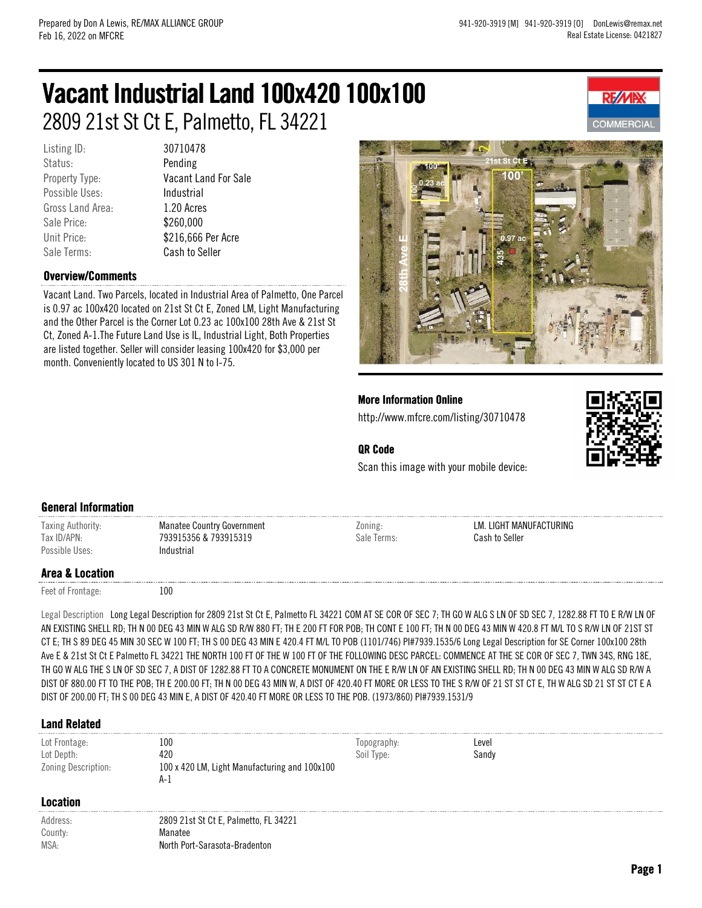Prepared by Don A Lewis, RE/MAX ALLIANCE GROUP
Feb 16, 2022 on MFCRE

941-920-3919 [M] 941-920-3919 [O] DonLewis@remax.net
Real Estate License: 0421827

# Vacant Industrial Land 100x420 100x100

## 2809 21st St Ct E, Palmetto, FL 34221

| | |
|---|---|
| Listing ID: | 30710478 |
| Status: | Pending |
| Property Type: | Vacant Land For Sale |
| Possible Uses: | Industrial |
| Gross Land Area: | 1.20 Acres |
| Sale Price: | $260,000 |
| Unit Price: | $216,666 Per Acre |
| Sale Terms: | Cash to Seller |

### Overview/Comments

Vacant Land. Two Parcels, located in Industrial Area of Palmetto, One Parcel is 0.97 ac 100x420 located on 21st St Ct E, Zoned LM, Light Manufacturing and the Other Parcel is the Corner Lot 0.23 ac 100x100 28th Ave & 21st St Ct, Zoned A-1.The Future Land Use is IL, Industrial Light, Both Properties are listed together. Seller will consider leasing 100x420 for $3,000 per month. Conveniently located to US 301 N to I-75.

### More Information Online

http://www.mfcre.com/listing/30710478

### QR Code

Scan this image with your mobile device:

### General Information

| | | | |
|---|---|---|---|
| Taxing Authority: | Manatee Country Government | Zoning: | LM. LIGHT MANUFACTURING |
| Tax ID/APN: | 793915356 & 793915319 | Sale Terms: | Cash to Seller |
| Possible Uses: | Industrial | | |

### Area & Location

| | |
|---|---|
| Feet of Frontage: | 100 |

Legal Description Long Legal Description for 2809 21st St Ct E, Palmetto FL 34221 COM AT SE COR OF SEC 7; TH GO W ALG S LN OF SD SEC 7, 1282.88 FT TO E R/W LN OF AN EXISTING SHELL RD; TH N 00 DEG 43 MIN W ALG SD R/W 880 FT; TH E 200 FT FOR POB; TH CONT E 100 FT; TH N 00 DEG 43 MIN W 420.8 FT M/L TO S R/W LN OF 21ST ST CT E; TH S 89 DEG 45 MIN 30 SEC W 100 FT; TH S 00 DEG 43 MIN E 420.4 FT M/L TO POB (1101/746) PI#7939.1535/6 Long Legal Description for SE Corner 100x100 28th Ave E & 21st St Ct E Palmetto FL 34221 THE NORTH 100 FT OF THE W 100 FT OF THE FOLLOWING DESC PARCEL: COMMENCE AT THE SE COR OF SEC 7, TWN 34S, RNG 18E, TH GO W ALG THE S LN OF SD SEC 7, A DIST OF 1282.88 FT TO A CONCRETE MONUMENT ON THE E R/W LN OF AN EXISTING SHELL RD; TH N 00 DEG 43 MIN W ALG SD R/W A DIST OF 880.00 FT TO THE POB; TH E 200.00 FT; TH N 00 DEG 43 MIN W, A DIST OF 420.40 FT MORE OR LESS TO THE S R/W OF 21 ST ST CT E, TH W ALG SD 21 ST ST CT E A DIST OF 200.00 FT; TH S 00 DEG 43 MIN E, A DIST OF 420.40 FT MORE OR LESS TO THE POB. (1973/860) PI#7939.1531/9

### Land Related

| | | | |
|---|---|---|---|
| Lot Frontage: | 100 | Topography: | Level |
| Lot Depth: | 420 | Soil Type: | Sandy |
| Zoning Description: | 100 x 420 LM, Light Manufacturing and 100x100 A-1 | | |

### Location

| | |
|---|---|
| Address: | 2809 21st St Ct E, Palmetto, FL 34221 |
| County: | Manatee |
| MSA: | North Port-Sarasota-Bradenton |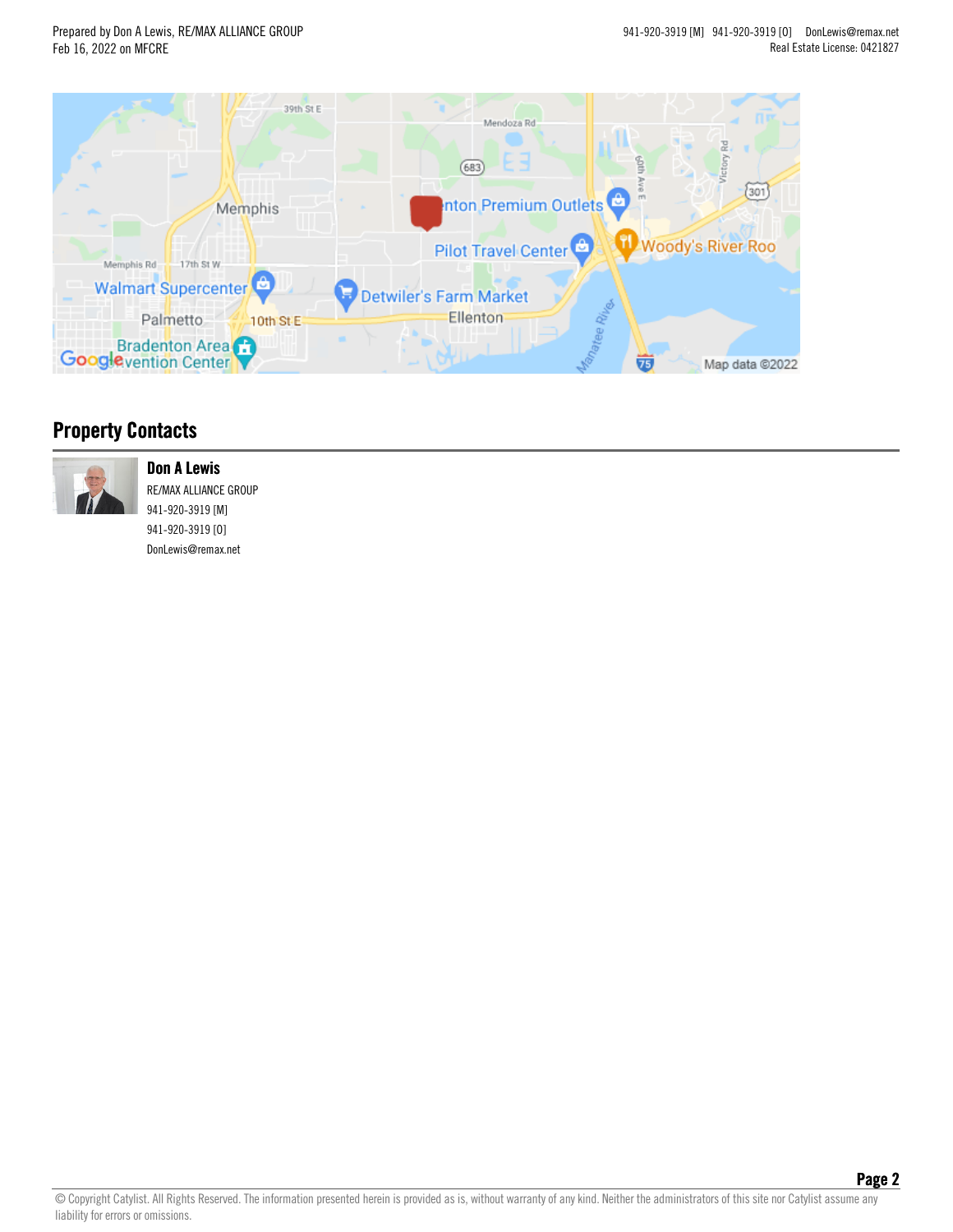## Property Contacts

**Don A Lewis**

RE/MAX ALLIANCE GROUP

941-920-3919 [M]

941-920-3919 [O]

DonLewis@remax.net

© Copyright Catylist. All Rights Reserved. The information presented herein is provided as is, without warranty of any kind. Neither the administrators of this site nor Catylist assume any liability for errors or omissions.